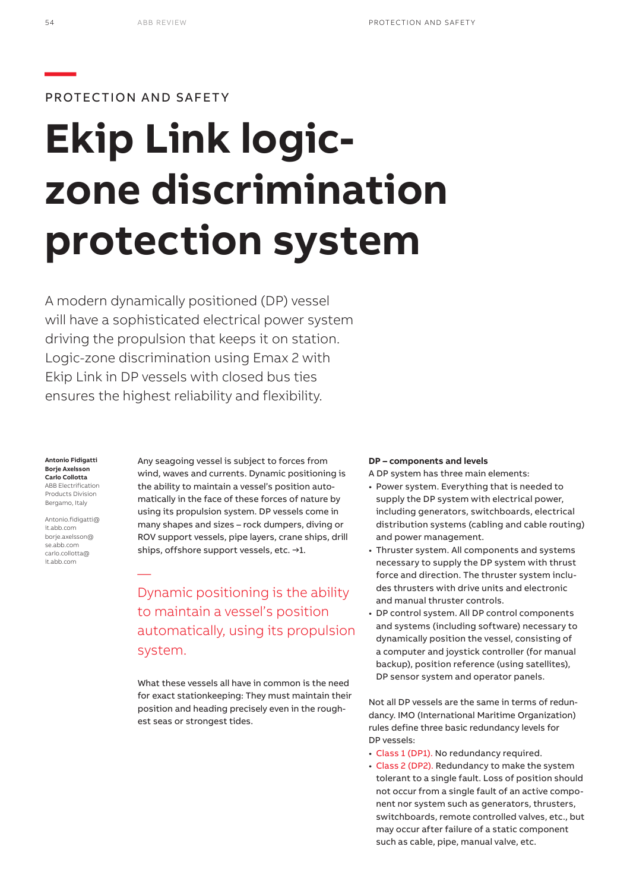PROTECTION AND SAFETY

# Ekip Link logic-zone discrimination protection system

A modern dynamically positioned (DP) vessel will have a sophisticated electrical power system driving the propulsion that keeps it on station. Logic-zone discrimination using Emax 2 with Ekip Link in DP vessels with closed bus ties ensures the highest reliability and flexibility.

**Antonio Fidigatti**
**Borje Axelsson**
**Carlo Collotta**
ABB Electrification Products Division
Bergamo, Italy

Antonio.fidigatti@it.abb.com
borje.axelsson@se.abb.com
carlo.collotta@it.abb.com

Any seagoing vessel is subject to forces from wind, waves and currents. Dynamic positioning is the ability to maintain a vessel's position automatically in the face of these forces of nature by using its propulsion system. DP vessels come in many shapes and sizes – rock dumpers, diving or ROV support vessels, pipe layers, crane ships, drill ships, offshore support vessels, etc. →1.

> Dynamic positioning is the ability to maintain a vessel's position automatically, using its propulsion system.

What these vessels all have in common is the need for exact stationkeeping: They must maintain their position and heading precisely even in the roughest seas or strongest tides.

**DP – components and levels**

A DP system has three main elements:

- Power system. Everything that is needed to supply the DP system with electrical power, including generators, switchboards, electrical distribution systems (cabling and cable routing) and power management.
- Thruster system. All components and systems necessary to supply the DP system with thrust force and direction. The thruster system includes thrusters with drive units and electronic and manual thruster controls.
- DP control system. All DP control components and systems (including software) necessary to dynamically position the vessel, consisting of a computer and joystick controller (for manual backup), position reference (using satellites), DP sensor system and operator panels.

Not all DP vessels are the same in terms of redundancy. IMO (International Maritime Organization) rules define three basic redundancy levels for DP vessels:

- Class 1 (DP1). No redundancy required.
- Class 2 (DP2). Redundancy to make the system tolerant to a single fault. Loss of position should not occur from a single fault of an active component nor system such as generators, thrusters, switchboards, remote controlled valves, etc., but may occur after failure of a static component such as cable, pipe, manual valve, etc.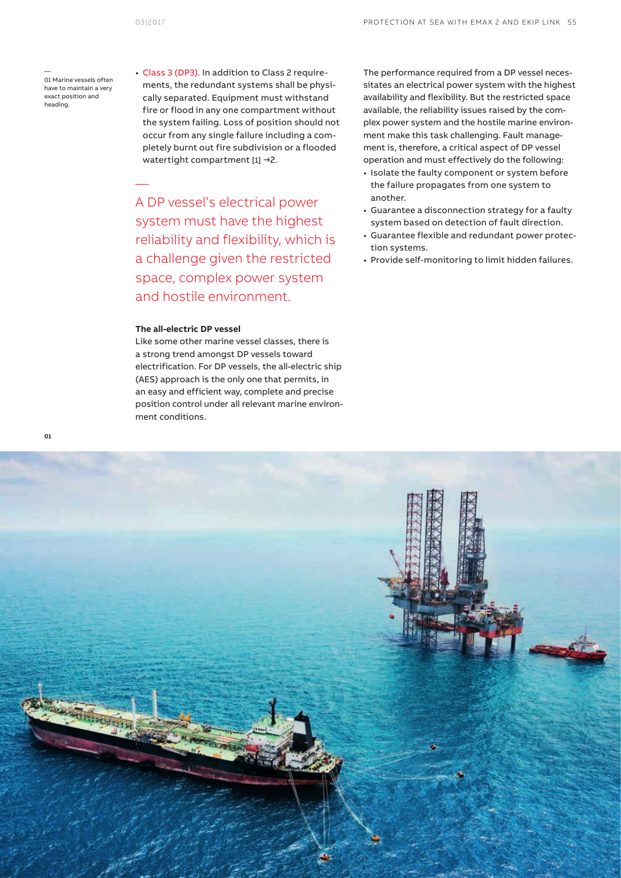— 01 Marine vessels often have to maintain a very exact position and heading.

- Class 3 (DP3). In addition to Class 2 requirements, the redundant systems shall be physically separated. Equipment must withstand fire or flood in any one compartment without the system failing. Loss of position should not occur from any single failure including a completely burnt out fire subdivision or a flooded watertight compartment [1] →2.

—
A DP vessel's electrical power system must have the highest reliability and flexibility, which is a challenge given the restricted space, complex power system and hostile environment.

**The all-electric DP vessel**

Like some other marine vessel classes, there is a strong trend amongst DP vessels toward electrification. For DP vessels, the all-electric ship (AES) approach is the only one that permits, in an easy and efficient way, complete and precise position control under all relevant marine environment conditions.

The performance required from a DP vessel necessitates an electrical power system with the highest availability and flexibility. But the restricted space available, the reliability issues raised by the complex power system and the hostile marine environment make this task challenging. Fault management is, therefore, a critical aspect of DP vessel operation and must effectively do the following:

- Isolate the faulty component or system before the failure propagates from one system to another.
- Guarantee a disconnection strategy for a faulty system based on detection of fault direction.
- Guarantee flexible and redundant power protection systems.
- Provide self-monitoring to limit hidden failures.

01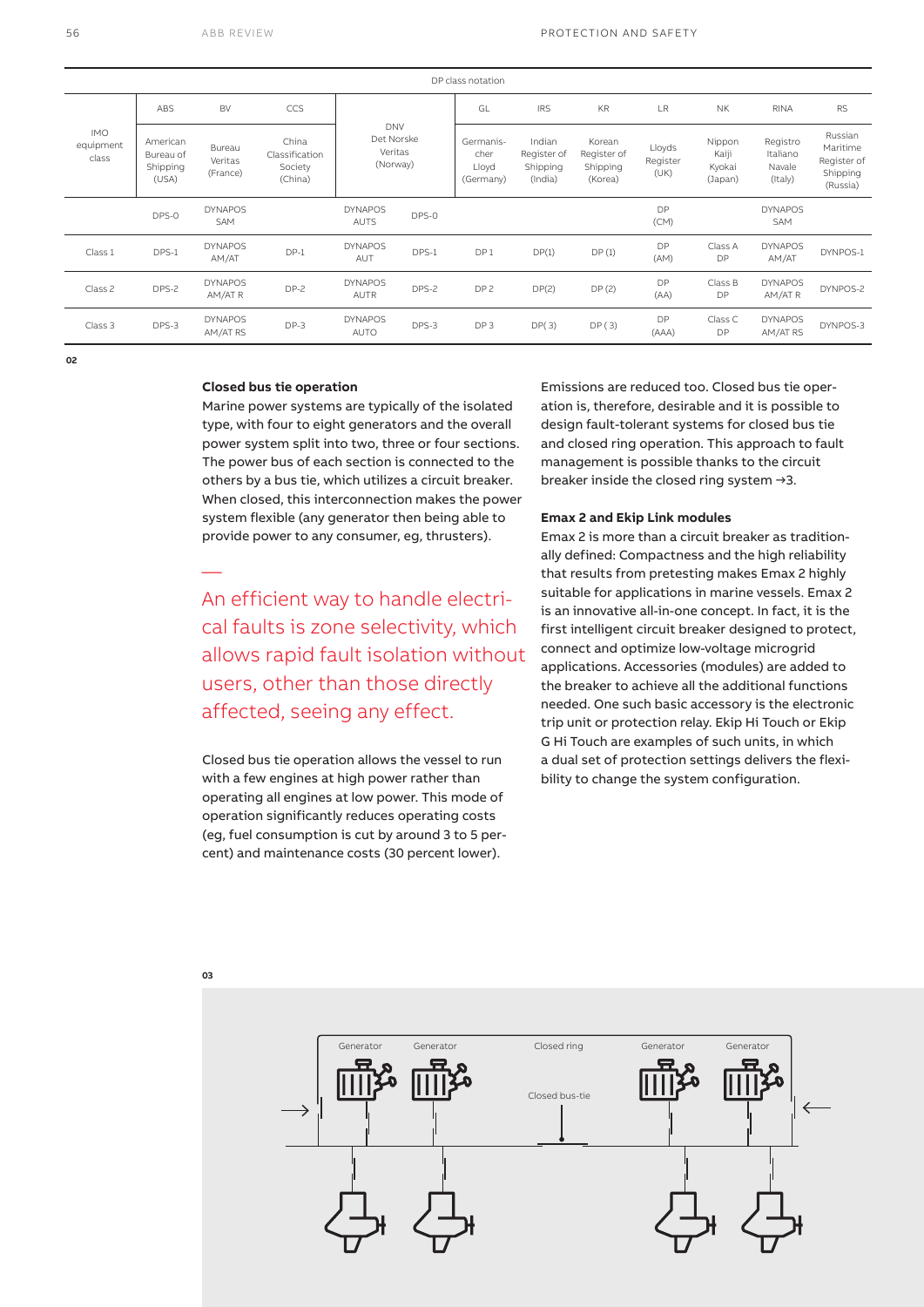| DP class notation | | | | | | | | | | | | | |
|---|---|---|---|---|---|---|---|---|---|---|---|---|---|
| | ABS | BV | CCS | DNV | | GL | IRS | KR | LR | NK | RINA | RS |
| IMO equipment class | American Bureau of Shipping (USA) | Bureau Veritas (France) | China Classification Society (China) | Det Norske Veritas (Norway) | | Germanischer Lloyd (Germany) | Indian Register of Shipping (India) | Korean Register of Shipping (Korea) | Lloyds Register (UK) | Nippon Kaiji Kyokai (Japan) | Registro Italiano Navale (Italy) | Russian Maritime Register of Shipping (Russia) |
| | DPS-0 | DYNAPOS SAM | | DYNAPOS AUTS | DPS-0 | | | | DP (CM) | | DYNAPOS SAM | |
| Class 1 | DPS-1 | DYNAPOS AM/AT | DP-1 | DYNAPOS AUT | DPS-1 | DP 1 | DP(1) | DP (1) | DP (AM) | Class A DP | DYNAPOS AM/AT | DYNPOS-1 |
| Class 2 | DPS-2 | DYNAPOS AM/AT R | DP-2 | DYNAPOS AUTR | DPS-2 | DP 2 | DP(2) | DP (2) | DP (AA) | Class B DP | DYNAPOS AM/AT R | DYNPOS-2 |
| Class 3 | DPS-3 | DYNAPOS AM/AT RS | DP-3 | DYNAPOS AUTO | DPS-3 | DP 3 | DP( 3) | DP ( 3) | DP (AAA) | Class C DP | DYNAPOS AM/AT RS | DYNPOS-3 |

02

### Closed bus tie operation

Marine power systems are typically of the isolated type, with four to eight generators and the overall power system split into two, three or four sections. The power bus of each section is connected to the others by a bus tie, which utilizes a circuit breaker. When closed, this interconnection makes the power system flexible (any generator then being able to provide power to any consumer, eg, thrusters).

An efficient way to handle electrical faults is zone selectivity, which allows rapid fault isolation without users, other than those directly affected, seeing any effect.

Closed bus tie operation allows the vessel to run with a few engines at high power rather than operating all engines at low power. This mode of operation significantly reduces operating costs (eg, fuel consumption is cut by around 3 to 5 percent) and maintenance costs (30 percent lower). Emissions are reduced too. Closed bus tie operation is, therefore, desirable and it is possible to design fault-tolerant systems for closed bus tie and closed ring operation. This approach to fault management is possible thanks to the circuit breaker inside the closed ring system →3.

### Emax 2 and Ekip Link modules

Emax 2 is more than a circuit breaker as traditionally defined: Compactness and the high reliability that results from pretesting makes Emax 2 highly suitable for applications in marine vessels. Emax 2 is an innovative all-in-one concept. In fact, it is the first intelligent circuit breaker designed to protect, connect and optimize low-voltage microgrid applications. Accessories (modules) are added to the breaker to achieve all the additional functions needed. One such basic accessory is the electronic trip unit or protection relay. Ekip Hi Touch or Ekip G Hi Touch are examples of such units, in which a dual set of protection settings delivers the flexibility to change the system configuration.

03

Generator Generator Closed ring Generator Generator

Closed bus-tie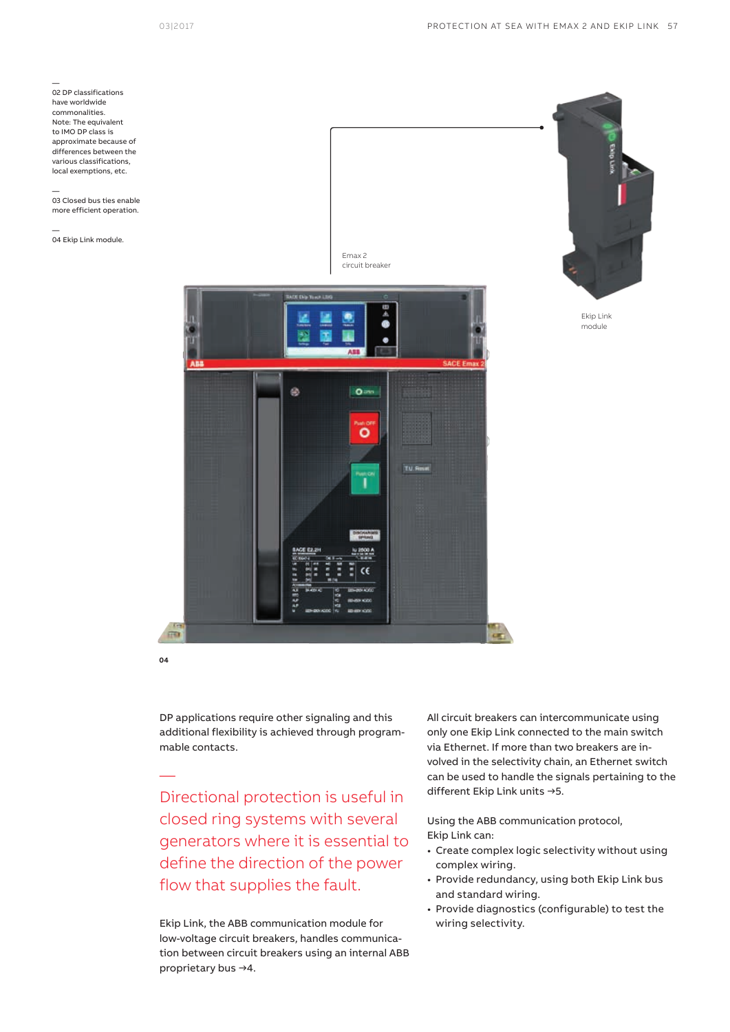—
02 DP classifications have worldwide commonalities.
Note: The equivalent to IMO DP class is approximate because of differences between the various classifications, local exemptions, etc.

—
03 Closed bus ties enable more efficient operation.

—
04 Ekip Link module.

Emax 2 circuit breaker

Ekip Link module

04

DP applications require other signaling and this additional flexibility is achieved through programmable contacts.

—
Directional protection is useful in closed ring systems with several generators where it is essential to define the direction of the power flow that supplies the fault.

Ekip Link, the ABB communication module for low-voltage circuit breakers, handles communication between circuit breakers using an internal ABB proprietary bus →4.

All circuit breakers can intercommunicate using only one Ekip Link connected to the main switch via Ethernet. If more than two breakers are involved in the selectivity chain, an Ethernet switch can be used to handle the signals pertaining to the different Ekip Link units →5.

Using the ABB communication protocol, Ekip Link can:

- Create complex logic selectivity without using complex wiring.
- Provide redundancy, using both Ekip Link bus and standard wiring.
- Provide diagnostics (configurable) to test the wiring selectivity.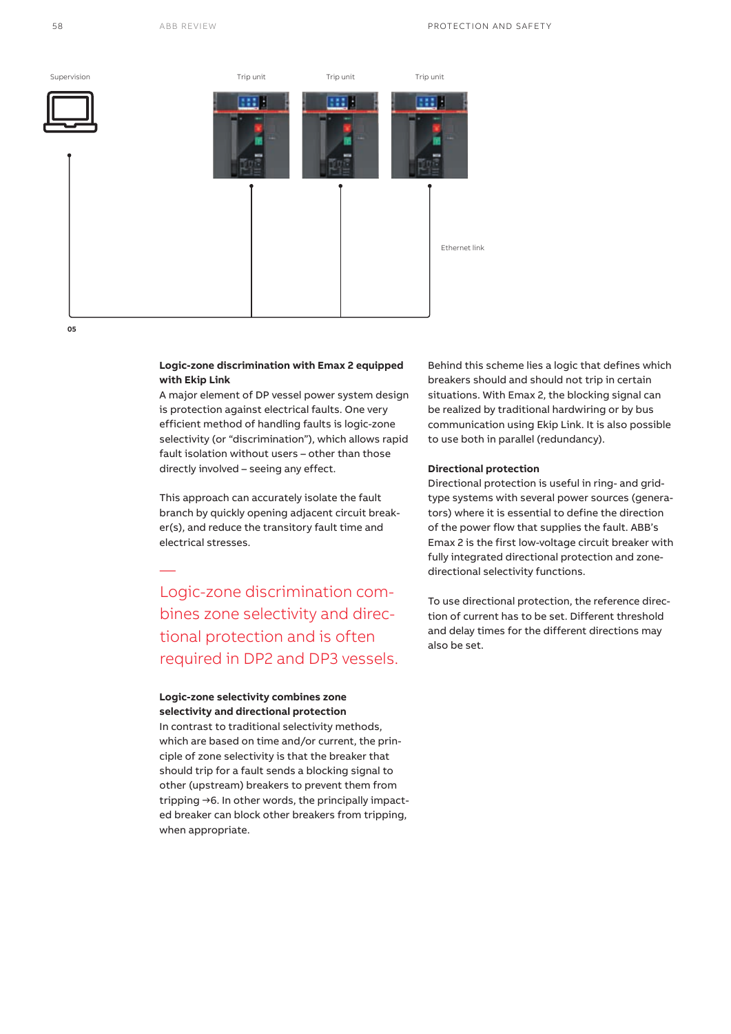Supervision

Trip unit

Trip unit

Trip unit

Ethernet link

05

**Logic-zone discrimination with Emax 2 equipped with Ekip Link**
A major element of DP vessel power system design is protection against electrical faults. One very efficient method of handling faults is logic-zone selectivity (or “discrimination”), which allows rapid fault isolation without users – other than those directly involved – seeing any effect.

This approach can accurately isolate the fault branch by quickly opening adjacent circuit breaker(s), and reduce the transitory fault time and electrical stresses.

—
Logic-zone discrimination combines zone selectivity and directional protection and is often required in DP2 and DP3 vessels.

**Logic-zone selectivity combines zone selectivity and directional protection**
In contrast to traditional selectivity methods, which are based on time and/or current, the principle of zone selectivity is that the breaker that should trip for a fault sends a blocking signal to other (upstream) breakers to prevent them from tripping →6. In other words, the principally impacted breaker can block other breakers from tripping, when appropriate.

Behind this scheme lies a logic that defines which breakers should and should not trip in certain situations. With Emax 2, the blocking signal can be realized by traditional hardwiring or by bus communication using Ekip Link. It is also possible to use both in parallel (redundancy).

**Directional protection**
Directional protection is useful in ring- and grid-type systems with several power sources (generators) where it is essential to define the direction of the power flow that supplies the fault. ABB’s Emax 2 is the first low-voltage circuit breaker with fully integrated directional protection and zone-directional selectivity functions.

To use directional protection, the reference direction of current has to be set. Different threshold and delay times for the different directions may also be set.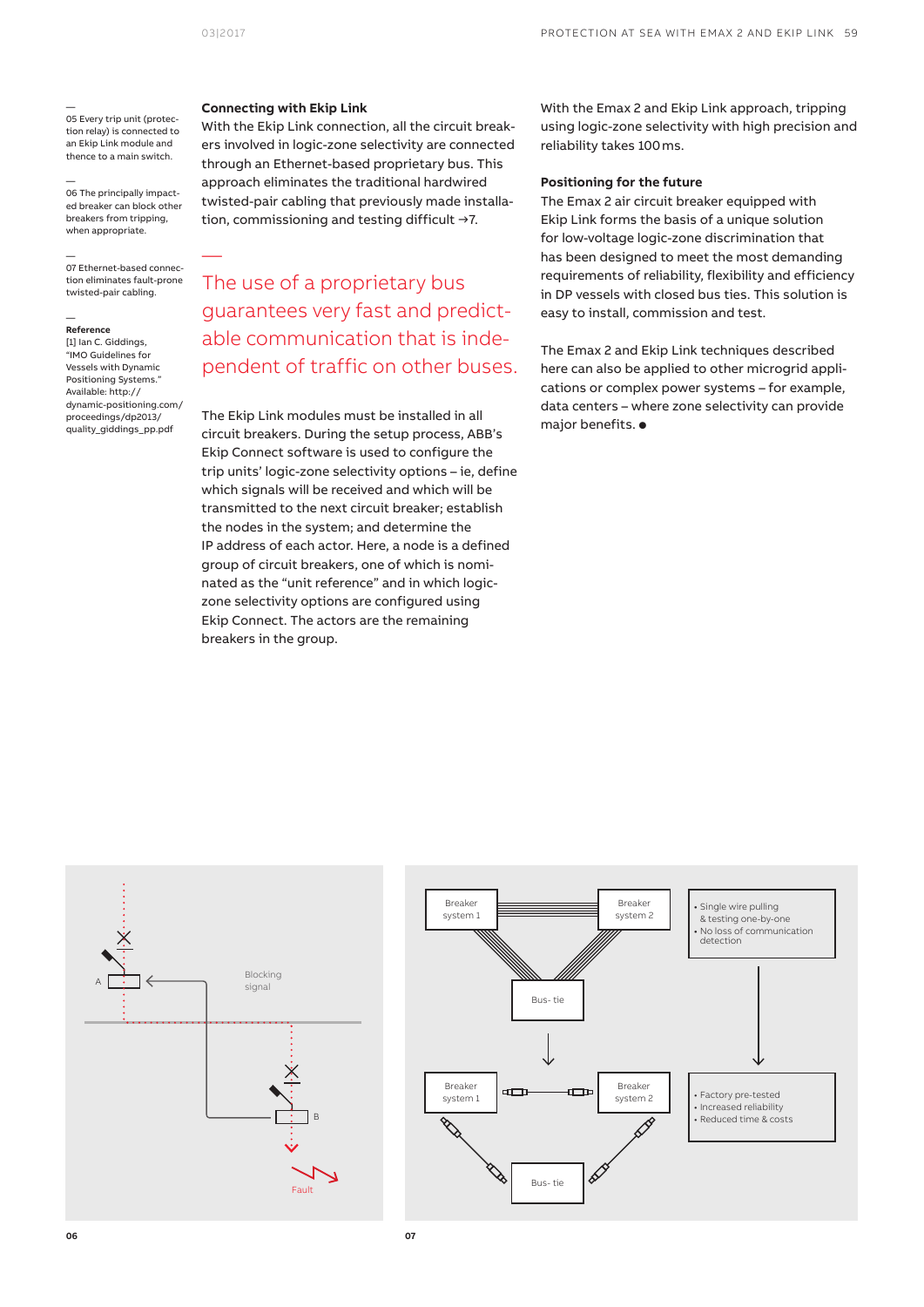## Connecting with Ekip Link

With the Ekip Link connection, all the circuit breakers involved in logic-zone selectivity are connected through an Ethernet-based proprietary bus. This approach eliminates the traditional hardwired twisted-pair cabling that previously made installation, commissioning and testing difficult →7.

The use of a proprietary bus guarantees very fast and predictable communication that is independent of traffic on other buses.

The Ekip Link modules must be installed in all circuit breakers. During the setup process, ABB's Ekip Connect software is used to configure the trip units' logic-zone selectivity options – ie, define which signals will be received and which will be transmitted to the next circuit breaker; establish the nodes in the system; and determine the IP address of each actor. Here, a node is a defined group of circuit breakers, one of which is nominated as the "unit reference" and in which logic-zone selectivity options are configured using Ekip Connect. The actors are the remaining breakers in the group.

With the Emax 2 and Ekip Link approach, tripping using logic-zone selectivity with high precision and reliability takes 100 ms.

## Positioning for the future

The Emax 2 air circuit breaker equipped with Ekip Link forms the basis of a unique solution for low-voltage logic-zone discrimination that has been designed to meet the most demanding requirements of reliability, flexibility and efficiency in DP vessels with closed bus ties. This solution is easy to install, commission and test.

The Emax 2 and Ekip Link techniques described here can also be applied to other microgrid applications or complex power systems – for example, data centers – where zone selectivity can provide major benefits. ●

05 Every trip unit (protection relay) is connected to an Ekip Link module and thence to a main switch.

06 The principally impacted breaker can block other breakers from tripping, when appropriate.

07 Ethernet-based connection eliminates fault-prone twisted-pair cabling.

**Reference**

[1] Ian C. Giddings, "IMO Guidelines for Vessels with Dynamic Positioning Systems." Available: http://dynamic-positioning.com/proceedings/dp2013/quality_giddings_pp.pdf

A
Blocking signal
B
Fault

06

Breaker system 1
Breaker system 2
Bus- tie
• Single wire pulling & testing one-by-one
• No loss of communication detection
Breaker system 1
Breaker system 2
Bus- tie
• Factory pre-tested
• Increased reliability
• Reduced time & costs

07